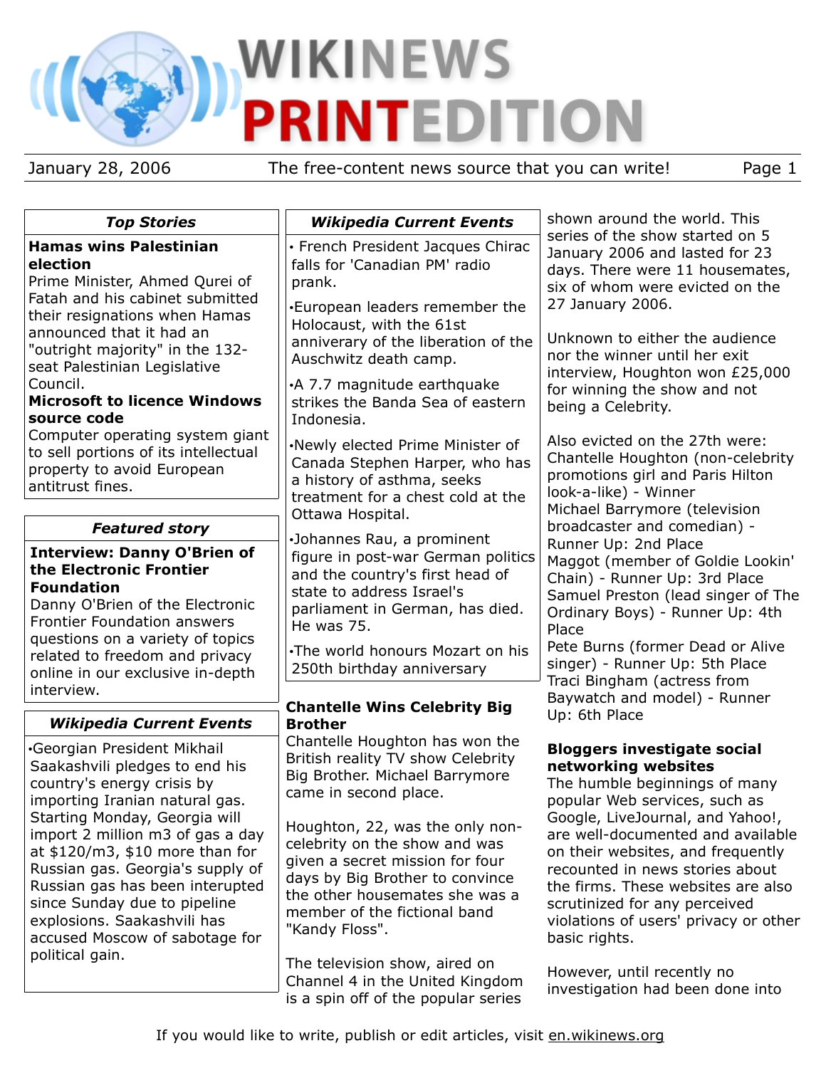# WIKINEWS PRINT EDITION

January 28, 2006 — The free-content news source that you can write!

## Top Stories

**Hamas wins Palestinian election**

Prime Minister, Ahmed Qurei of Fatah and his cabinet submitted their resignations when Hamas announced that it had an "outright majority" in the 132-seat Palestinian Legislative Council.

**Microsoft to licence Windows source code**

Computer operating system giant to sell portions of its intellectual property to avoid European antitrust fines.

## Featured story

**Interview: Danny O'Brien of the Electronic Frontier Foundation**

Danny O'Brien of the Electronic Frontier Foundation answers questions on a variety of topics related to freedom and privacy online in our exclusive in-depth interview.

## Wikipedia Current Events

- Georgian President Mikhail Saakashvili pledges to end his country's energy crisis by importing Iranian natural gas. Starting Monday, Georgia will import 2 million m3 of gas a day at $120/m3, $10 more than for Russian gas. Georgia's supply of Russian gas has been interupted since Sunday due to pipeline explosions. Saakashvili has accused Moscow of sabotage for political gain.

## Wikipedia Current Events

- French President Jacques Chirac falls for 'Canadian PM' radio prank.
- European leaders remember the Holocaust, with the 61st anniverary of the liberation of the Auschwitz death camp.
- A 7.7 magnitude earthquake strikes the Banda Sea of eastern Indonesia.
- Newly elected Prime Minister of Canada Stephen Harper, who has a history of asthma, seeks treatment for a chest cold at the Ottawa Hospital.
- Johannes Rau, a prominent figure in post-war German politics and the country's first head of state to address Israel's parliament in German, has died. He was 75.
- The world honours Mozart on his 250th birthday anniversary

## Chantelle Wins Celebrity Big Brother

Chantelle Houghton has won the British reality TV show Celebrity Big Brother. Michael Barrymore came in second place.

Houghton, 22, was the only non-celebrity on the show and was given a secret mission for four days by Big Brother to convince the other housemates she was a member of the fictional band "Kandy Floss".

The television show, aired on Channel 4 in the United Kingdom is a spin off of the popular series shown around the world. This series of the show started on 5 January 2006 and lasted for 23 days. There were 11 housemates, six of whom were evicted on the 27 January 2006.

Unknown to either the audience nor the winner until her exit interview, Houghton won £25,000 for winning the show and not being a Celebrity.

Also evicted on the 27th were:
Chantelle Houghton (non-celebrity promotions girl and Paris Hilton look-a-like) - Winner
Michael Barrymore (television broadcaster and comedian) - Runner Up: 2nd Place
Maggot (member of Goldie Lookin' Chain) - Runner Up: 3rd Place
Samuel Preston (lead singer of The Ordinary Boys) - Runner Up: 4th Place
Pete Burns (former Dead or Alive singer) - Runner Up: 5th Place
Traci Bingham (actress from Baywatch and model) - Runner Up: 6th Place

## Bloggers investigate social networking websites

The humble beginnings of many popular Web services, such as Google, LiveJournal, and Yahoo!, are well-documented and available on their websites, and frequently recounted in news stories about the firms. These websites are also scrutinized for any perceived violations of users' privacy or other basic rights.

However, until recently no investigation had been done into

If you would like to write, publish or edit articles, visit en.wikinews.org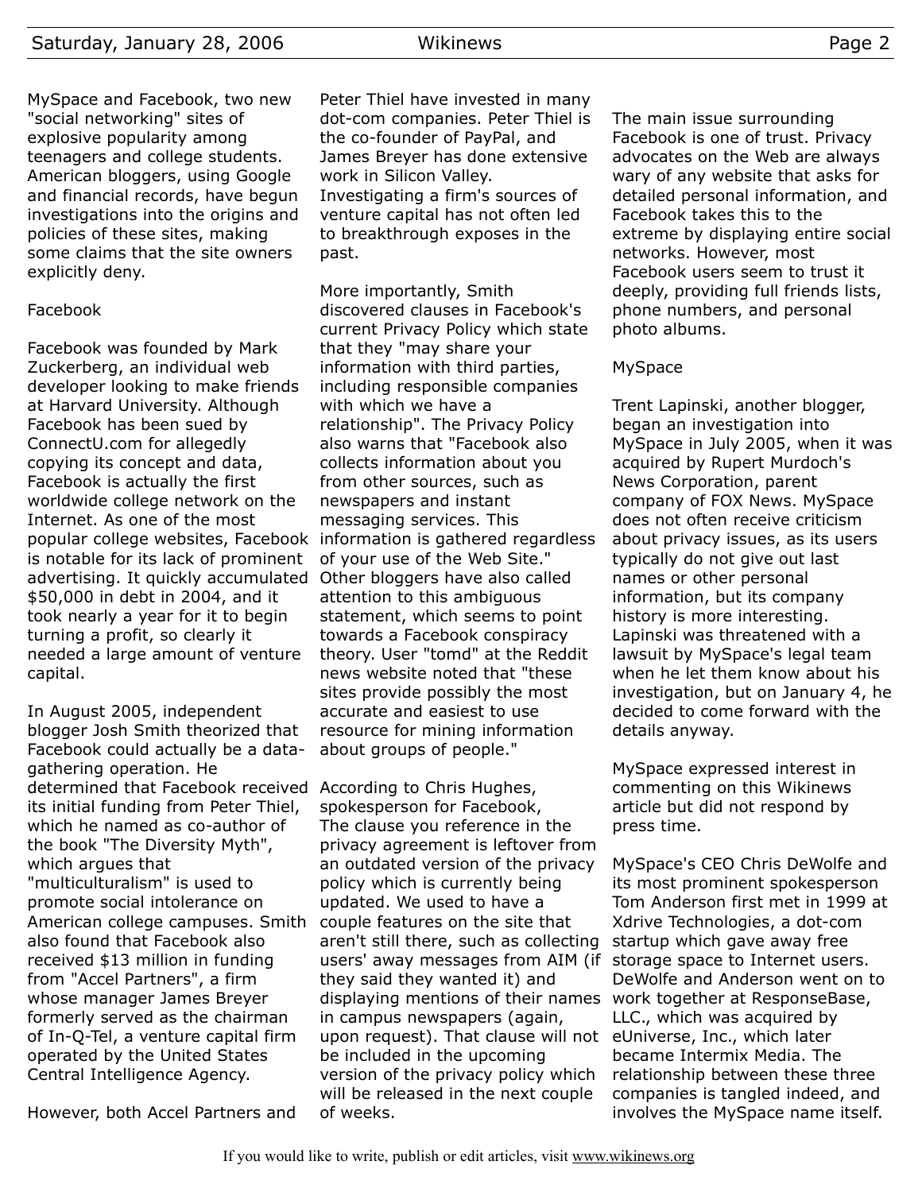MySpace and Facebook, two new "social networking" sites of explosive popularity among teenagers and college students. American bloggers, using Google and financial records, have begun investigations into the origins and policies of these sites, making some claims that the site owners explicitly deny.

## Facebook

Facebook was founded by Mark Zuckerberg, an individual web developer looking to make friends at Harvard University. Although Facebook has been sued by ConnectU.com for allegedly copying its concept and data, Facebook is actually the first worldwide college network on the Internet. As one of the most popular college websites, Facebook is notable for its lack of prominent advertising. It quickly accumulated $50,000 in debt in 2004, and it took nearly a year for it to begin turning a profit, so clearly it needed a large amount of venture capital.

In August 2005, independent blogger Josh Smith theorized that Facebook could actually be a data-gathering operation. He determined that Facebook received its initial funding from Peter Thiel, which he named as co-author of the book "The Diversity Myth", which argues that "multiculturalism" is used to promote social intolerance on American college campuses. Smith also found that Facebook also received $13 million in funding from "Accel Partners", a firm whose manager James Breyer formerly served as the chairman of In-Q-Tel, a venture capital firm operated by the United States Central Intelligence Agency.

However, both Accel Partners and Peter Thiel have invested in many dot-com companies. Peter Thiel is the co-founder of PayPal, and James Breyer has done extensive work in Silicon Valley. Investigating a firm's sources of venture capital has not often led to breakthrough exposes in the past.

More importantly, Smith discovered clauses in Facebook's current Privacy Policy which state that they "may share your information with third parties, including responsible companies with which we have a relationship". The Privacy Policy also warns that "Facebook also collects information about you from other sources, such as newspapers and instant messaging services. This information is gathered regardless of your use of the Web Site." Other bloggers have also called attention to this ambiguous statement, which seems to point towards a Facebook conspiracy theory. User "tomd" at the Reddit news website noted that "these sites provide possibly the most accurate and easiest to use resource for mining information about groups of people."

According to Chris Hughes, spokesperson for Facebook,

The clause you reference in the privacy agreement is leftover from an outdated version of the privacy policy which is currently being updated. We used to have a couple features on the site that aren't still there, such as collecting users' away messages from AIM (if they said they wanted it) and displaying mentions of their names in campus newspapers (again, upon request). That clause will not be included in the upcoming version of the privacy policy which will be released in the next couple of weeks.

The main issue surrounding Facebook is one of trust. Privacy advocates on the Web are always wary of any website that asks for detailed personal information, and Facebook takes this to the extreme by displaying entire social networks. However, most Facebook users seem to trust it deeply, providing full friends lists, phone numbers, and personal photo albums.

## MySpace

Trent Lapinski, another blogger, began an investigation into MySpace in July 2005, when it was acquired by Rupert Murdoch's News Corporation, parent company of FOX News. MySpace does not often receive criticism about privacy issues, as its users typically do not give out last names or other personal information, but its company history is more interesting. Lapinski was threatened with a lawsuit by MySpace's legal team when he let them know about his investigation, but on January 4, he decided to come forward with the details anyway.

MySpace expressed interest in commenting on this Wikinews article but did not respond by press time.

MySpace's CEO Chris DeWolfe and its most prominent spokesperson Tom Anderson first met in 1999 at Xdrive Technologies, a dot-com startup which gave away free storage space to Internet users. DeWolfe and Anderson went on to work together at ResponseBase, LLC., which was acquired by eUniverse, Inc., which later became Intermix Media. The relationship between these three companies is tangled indeed, and involves the MySpace name itself.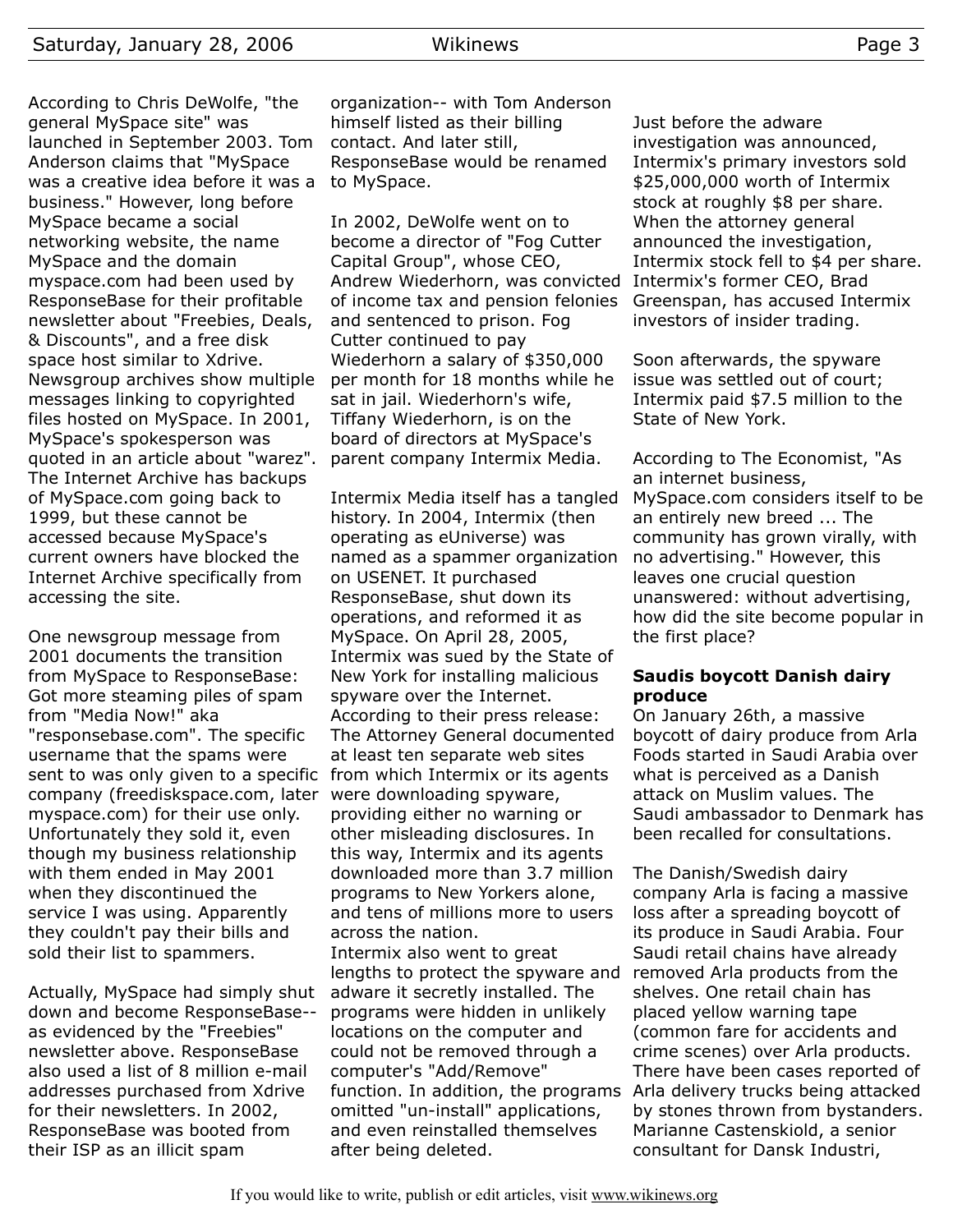According to Chris DeWolfe, "the general MySpace site" was launched in September 2003. Tom Anderson claims that "MySpace was a creative idea before it was a business." However, long before MySpace became a social networking website, the name MySpace and the domain myspace.com had been used by ResponseBase for their profitable newsletter about "Freebies, Deals, & Discounts", and a free disk space host similar to Xdrive. Newsgroup archives show multiple messages linking to copyrighted files hosted on MySpace. In 2001, MySpace's spokesperson was quoted in an article about "warez". The Internet Archive has backups of MySpace.com going back to 1999, but these cannot be accessed because MySpace's current owners have blocked the Internet Archive specifically from accessing the site.

One newsgroup message from 2001 documents the transition from MySpace to ResponseBase: Got more steaming piles of spam from "Media Now!" aka "responsebase.com". The specific username that the spams were sent to was only given to a specific company (freediskspace.com, later myspace.com) for their use only. Unfortunately they sold it, even though my business relationship with them ended in May 2001 when they discontinued the service I was using. Apparently they couldn't pay their bills and sold their list to spammers.

Actually, MySpace had simply shut down and become ResponseBase-- as evidenced by the "Freebies" newsletter above. ResponseBase also used a list of 8 million e-mail addresses purchased from Xdrive for their newsletters. In 2002, ResponseBase was booted from their ISP as an illicit spam organization-- with Tom Anderson himself listed as their billing contact. And later still, ResponseBase would be renamed to MySpace.

In 2002, DeWolfe went on to become a director of "Fog Cutter Capital Group", whose CEO, Andrew Wiederhorn, was convicted of income tax and pension felonies and sentenced to prison. Fog Cutter continued to pay Wiederhorn a salary of $350,000 per month for 18 months while he sat in jail. Wiederhorn's wife, Tiffany Wiederhorn, is on the board of directors at MySpace's parent company Intermix Media.

Intermix Media itself has a tangled history. In 2004, Intermix (then operating as eUniverse) was named as a spammer organization on USENET. It purchased ResponseBase, shut down its operations, and reformed it as MySpace. On April 28, 2005, Intermix was sued by the State of New York for installing malicious spyware over the Internet. According to their press release: The Attorney General documented at least ten separate web sites from which Intermix or its agents were downloading spyware, providing either no warning or other misleading disclosures. In this way, Intermix and its agents downloaded more than 3.7 million programs to New Yorkers alone, and tens of millions more to users across the nation.
Intermix also went to great lengths to protect the spyware and adware it secretly installed. The programs were hidden in unlikely locations on the computer and could not be removed through a computer's "Add/Remove" function. In addition, the programs omitted "un-install" applications, and even reinstalled themselves after being deleted.

Just before the adware investigation was announced, Intermix's primary investors sold $25,000,000 worth of Intermix stock at roughly $8 per share. When the attorney general announced the investigation, Intermix stock fell to $4 per share. Intermix's former CEO, Brad Greenspan, has accused Intermix investors of insider trading.

Soon afterwards, the spyware issue was settled out of court; Intermix paid $7.5 million to the State of New York.

According to The Economist, "As an internet business, MySpace.com considers itself to be an entirely new breed ... The community has grown virally, with no advertising." However, this leaves one crucial question unanswered: without advertising, how did the site become popular in the first place?

### Saudis boycott Danish dairy produce

On January 26th, a massive boycott of dairy produce from Arla Foods started in Saudi Arabia over what is perceived as a Danish attack on Muslim values. The Saudi ambassador to Denmark has been recalled for consultations.

The Danish/Swedish dairy company Arla is facing a massive loss after a spreading boycott of its produce in Saudi Arabia. Four Saudi retail chains have already removed Arla products from the shelves. One retail chain has placed yellow warning tape (common fare for accidents and crime scenes) over Arla products. There have been cases reported of Arla delivery trucks being attacked by stones thrown from bystanders. Marianne Castenskiold, a senior consultant for Dansk Industri,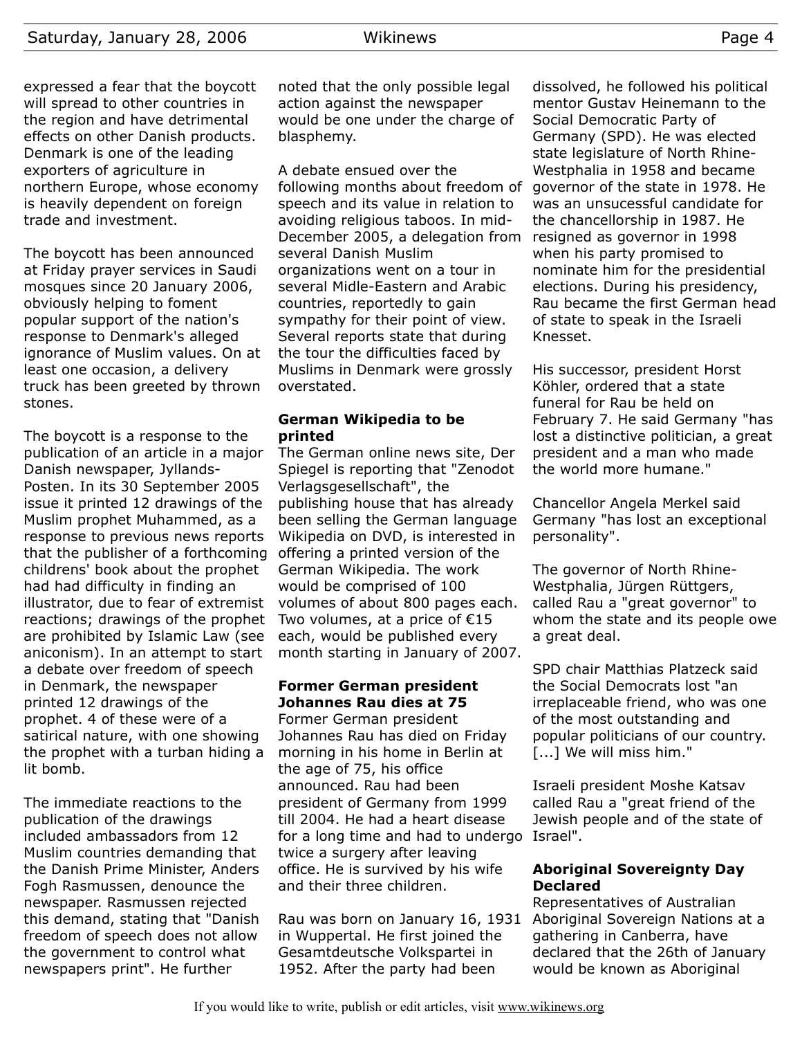expressed a fear that the boycott will spread to other countries in the region and have detrimental effects on other Danish products. Denmark is one of the leading exporters of agriculture in northern Europe, whose economy is heavily dependent on foreign trade and investment.

The boycott has been announced at Friday prayer services in Saudi mosques since 20 January 2006, obviously helping to foment popular support of the nation's response to Denmark's alleged ignorance of Muslim values. On at least one occasion, a delivery truck has been greeted by thrown stones.

The boycott is a response to the publication of an article in a major Danish newspaper, Jyllands-Posten. In its 30 September 2005 issue it printed 12 drawings of the Muslim prophet Muhammed, as a response to previous news reports that the publisher of a forthcoming childrens' book about the prophet had had difficulty in finding an illustrator, due to fear of extremist reactions; drawings of the prophet are prohibited by Islamic Law (see aniconism). In an attempt to start a debate over freedom of speech in Denmark, the newspaper printed 12 drawings of the prophet. 4 of these were of a satirical nature, with one showing the prophet with a turban hiding a lit bomb.

The immediate reactions to the publication of the drawings included ambassadors from 12 Muslim countries demanding that the Danish Prime Minister, Anders Fogh Rasmussen, denounce the newspaper. Rasmussen rejected this demand, stating that "Danish freedom of speech does not allow the government to control what newspapers print". He further noted that the only possible legal action against the newspaper would be one under the charge of blasphemy.

A debate ensued over the following months about freedom of speech and its value in relation to avoiding religious taboos. In mid-December 2005, a delegation from several Danish Muslim organizations went on a tour in several Midle-Eastern and Arabic countries, reportedly to gain sympathy for their point of view. Several reports state that during the tour the difficulties faced by Muslims in Denmark were grossly overstated.

### German Wikipedia to be printed

The German online news site, Der Spiegel is reporting that "Zenodot Verlagsgesellschaft", the publishing house that has already been selling the German language Wikipedia on DVD, is interested in offering a printed version of the German Wikipedia. The work would be comprised of 100 volumes of about 800 pages each. Two volumes, at a price of €15 each, would be published every month starting in January of 2007.

### Former German president Johannes Rau dies at 75

Former German president Johannes Rau has died on Friday morning in his home in Berlin at the age of 75, his office announced. Rau had been president of Germany from 1999 till 2004. He had a heart disease for a long time and had to undergo twice a surgery after leaving office. He is survived by his wife and their three children.

Rau was born on January 16, 1931 in Wuppertal. He first joined the Gesamtdeutsche Volkspartei in 1952. After the party had been dissolved, he followed his political mentor Gustav Heinemann to the Social Democratic Party of Germany (SPD). He was elected state legislature of North Rhine-Westphalia in 1958 and became governor of the state in 1978. He was an unsucessful candidate for the chancellorship in 1987. He resigned as governor in 1998 when his party promised to nominate him for the presidential elections. During his presidency, Rau became the first German head of state to speak in the Israeli Knesset.

His successor, president Horst Köhler, ordered that a state funeral for Rau be held on February 7. He said Germany "has lost a distinctive politician, a great president and a man who made the world more humane."

Chancellor Angela Merkel said Germany "has lost an exceptional personality".

The governor of North Rhine-Westphalia, Jürgen Rüttgers, called Rau a "great governor" to whom the state and its people owe a great deal.

SPD chair Matthias Platzeck said the Social Democrats lost "an irreplaceable friend, who was one of the most outstanding and popular politicians of our country. [...] We will miss him."

Israeli president Moshe Katsav called Rau a "great friend of the Jewish people and of the state of Israel".

### Aboriginal Sovereignty Day Declared

Representatives of Australian Aboriginal Sovereign Nations at a gathering in Canberra, have declared that the 26th of January would be known as Aboriginal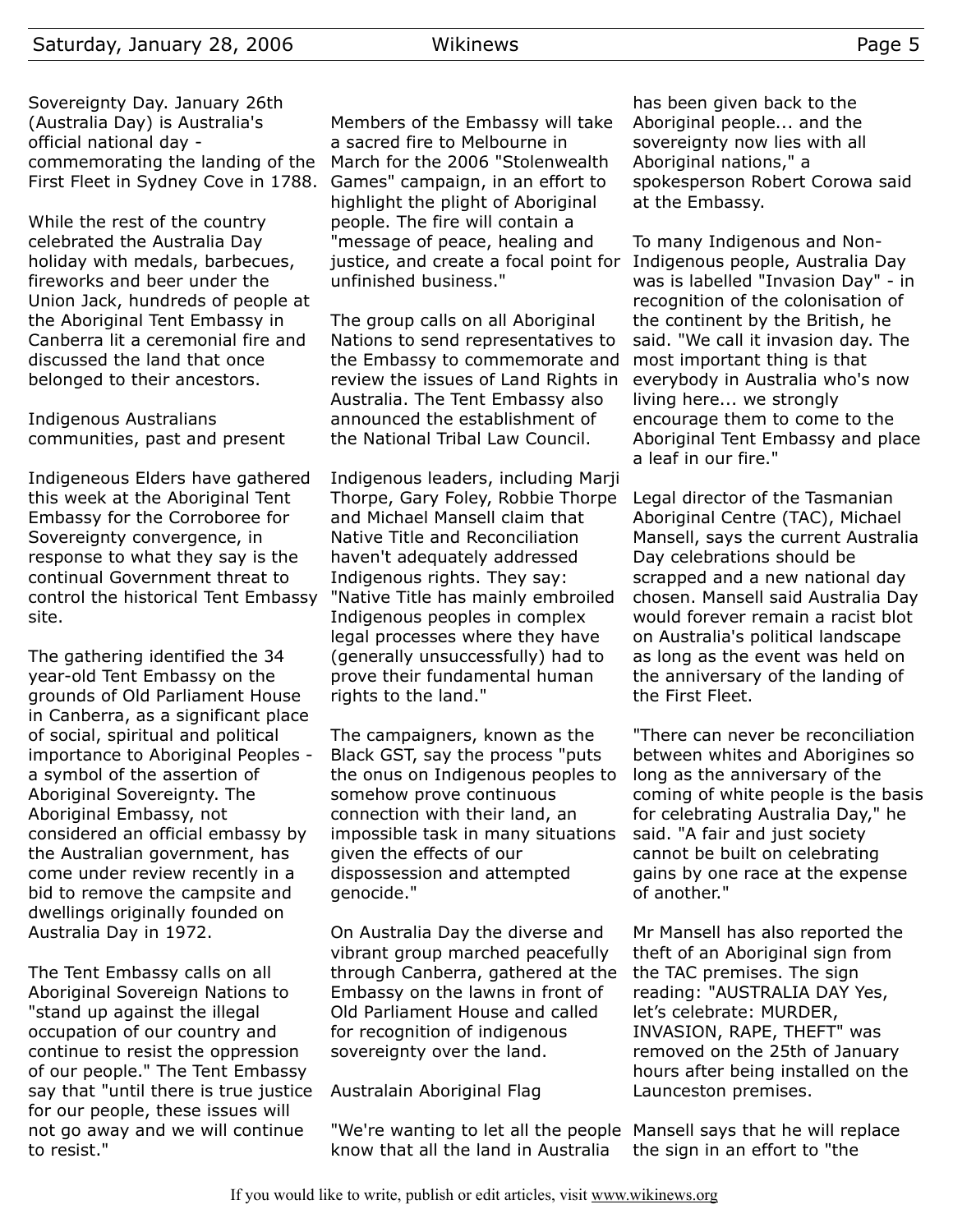Sovereignty Day. January 26th (Australia Day) is Australia's official national day - commemorating the landing of the First Fleet in Sydney Cove in 1788.

While the rest of the country celebrated the Australia Day holiday with medals, barbecues, fireworks and beer under the Union Jack, hundreds of people at the Aboriginal Tent Embassy in Canberra lit a ceremonial fire and discussed the land that once belonged to their ancestors.

Indigenous Australians communities, past and present

Indigeneous Elders have gathered this week at the Aboriginal Tent Embassy for the Corroboree for Sovereignty convergence, in response to what they say is the continual Government threat to control the historical Tent Embassy site.

The gathering identified the 34 year-old Tent Embassy on the grounds of Old Parliament House in Canberra, as a significant place of social, spiritual and political importance to Aboriginal Peoples - a symbol of the assertion of Aboriginal Sovereignty. The Aboriginal Embassy, not considered an official embassy by the Australian government, has come under review recently in a bid to remove the campsite and dwellings originally founded on Australia Day in 1972.

The Tent Embassy calls on all Aboriginal Sovereign Nations to "stand up against the illegal occupation of our country and continue to resist the oppression of our people." The Tent Embassy say that "until there is true justice for our people, these issues will not go away and we will continue to resist."

Members of the Embassy will take a sacred fire to Melbourne in March for the 2006 "Stolenwealth Games" campaign, in an effort to highlight the plight of Aboriginal people. The fire will contain a "message of peace, healing and justice, and create a focal point for unfinished business."

The group calls on all Aboriginal Nations to send representatives to the Embassy to commemorate and review the issues of Land Rights in Australia. The Tent Embassy also announced the establishment of the National Tribal Law Council.

Indigenous leaders, including Marji Thorpe, Gary Foley, Robbie Thorpe and Michael Mansell claim that Native Title and Reconciliation haven't adequately addressed Indigenous rights. They say: "Native Title has mainly embroiled Indigenous peoples in complex legal processes where they have (generally unsuccessfully) had to prove their fundamental human rights to the land."

The campaigners, known as the Black GST, say the process "puts the onus on Indigenous peoples to somehow prove continuous connection with their land, an impossible task in many situations given the effects of our dispossession and attempted genocide."

On Australia Day the diverse and vibrant group marched peacefully through Canberra, gathered at the Embassy on the lawns in front of Old Parliament House and called for recognition of indigenous sovereignty over the land.

Australain Aboriginal Flag

"We're wanting to let all the people know that all the land in Australia has been given back to the Aboriginal people... and the sovereignty now lies with all Aboriginal nations," a spokesperson Robert Corowa said at the Embassy.

To many Indigenous and Non-Indigenous people, Australia Day was is labelled "Invasion Day" - in recognition of the colonisation of the continent by the British, he said. "We call it invasion day. The most important thing is that everybody in Australia who's now living here... we strongly encourage them to come to the Aboriginal Tent Embassy and place a leaf in our fire."

Legal director of the Tasmanian Aboriginal Centre (TAC), Michael Mansell, says the current Australia Day celebrations should be scrapped and a new national day chosen. Mansell said Australia Day would forever remain a racist blot on Australia's political landscape as long as the event was held on the anniversary of the landing of the First Fleet.

"There can never be reconciliation between whites and Aborigines so long as the anniversary of the coming of white people is the basis for celebrating Australia Day," he said. "A fair and just society cannot be built on celebrating gains by one race at the expense of another."

Mr Mansell has also reported the theft of an Aboriginal sign from the TAC premises. The sign reading: "AUSTRALIA DAY Yes, let's celebrate: MURDER, INVASION, RAPE, THEFT" was removed on the 25th of January hours after being installed on the Launceston premises.

Mansell says that he will replace the sign in an effort to "the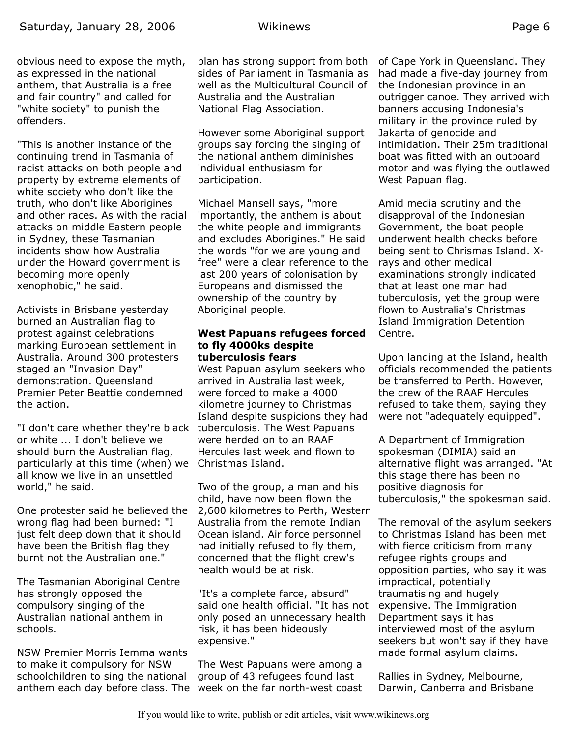obvious need to expose the myth, as expressed in the national anthem, that Australia is a free and fair country" and called for "white society" to punish the offenders.

"This is another instance of the continuing trend in Tasmania of racist attacks on both people and property by extreme elements of white society who don't like the truth, who don't like Aborigines and other races. As with the racial attacks on middle Eastern people in Sydney, these Tasmanian incidents show how Australia under the Howard government is becoming more openly xenophobic," he said.

Activists in Brisbane yesterday burned an Australian flag to protest against celebrations marking European settlement in Australia. Around 300 protesters staged an "Invasion Day" demonstration. Queensland Premier Peter Beattie condemned the action.

"I don't care whether they're black or white ... I don't believe we should burn the Australian flag, particularly at this time (when) we all know we live in an unsettled world," he said.

One protester said he believed the wrong flag had been burned: "I just felt deep down that it should have been the British flag they burnt not the Australian one."

The Tasmanian Aboriginal Centre has strongly opposed the compulsory singing of the Australian national anthem in schools.

NSW Premier Morris Iemma wants to make it compulsory for NSW schoolchildren to sing the national anthem each day before class. The plan has strong support from both sides of Parliament in Tasmania as well as the Multicultural Council of Australia and the Australian National Flag Association.

However some Aboriginal support groups say forcing the singing of the national anthem diminishes individual enthusiasm for participation.

Michael Mansell says, "more importantly, the anthem is about the white people and immigrants and excludes Aborigines." He said the words "for we are young and free" were a clear reference to the last 200 years of colonisation by Europeans and dismissed the ownership of the country by Aboriginal people.

**West Papuans refugees forced to fly 4000ks despite tuberculosis fears**

West Papuan asylum seekers who arrived in Australia last week, were forced to make a 4000 kilometre journey to Christmas Island despite suspicions they had tuberculosis. The West Papuans were herded on to an RAAF Hercules last week and flown to Christmas Island.

Two of the group, a man and his child, have now been flown the 2,600 kilometres to Perth, Western Australia from the remote Indian Ocean island. Air force personnel had initially refused to fly them, concerned that the flight crew's health would be at risk.

"It's a complete farce, absurd" said one health official. "It has not only posed an unnecessary health risk, it has been hideously expensive."

The West Papuans were among a group of 43 refugees found last week on the far north-west coast of Cape York in Queensland. They had made a five-day journey from the Indonesian province in an outrigger canoe. They arrived with banners accusing Indonesia's military in the province ruled by Jakarta of genocide and intimidation. Their 25m traditional boat was fitted with an outboard motor and was flying the outlawed West Papuan flag.

Amid media scrutiny and the disapproval of the Indonesian Government, the boat people underwent health checks before being sent to Chrismas Island. X-rays and other medical examinations strongly indicated that at least one man had tuberculosis, yet the group were flown to Australia's Christmas Island Immigration Detention Centre.

Upon landing at the Island, health officials recommended the patients be transferred to Perth. However, the crew of the RAAF Hercules refused to take them, saying they were not "adequately equipped".

A Department of Immigration spokesman (DIMIA) said an alternative flight was arranged. "At this stage there has been no positive diagnosis for tuberculosis," the spokesman said.

The removal of the asylum seekers to Christmas Island has been met with fierce criticism from many refugee rights groups and opposition parties, who say it was impractical, potentially traumatising and hugely expensive. The Immigration Department says it has interviewed most of the asylum seekers but won't say if they have made formal asylum claims.

Rallies in Sydney, Melbourne, Darwin, Canberra and Brisbane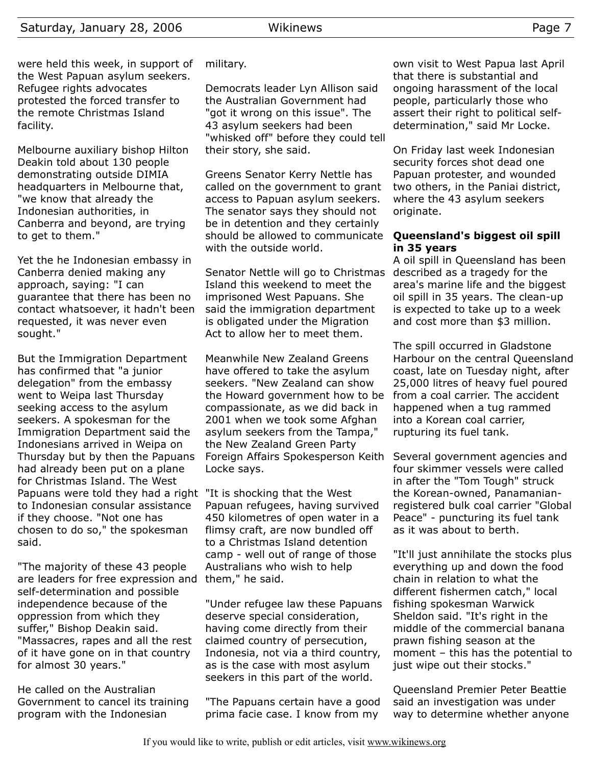were held this week, in support of the West Papuan asylum seekers. Refugee rights advocates protested the forced transfer to the remote Christmas Island facility.

Melbourne auxiliary bishop Hilton Deakin told about 130 people demonstrating outside DIMIA headquarters in Melbourne that, "we know that already the Indonesian authorities, in Canberra and beyond, are trying to get to them."

Yet the he Indonesian embassy in Canberra denied making any approach, saying: "I can guarantee that there has been no contact whatsoever, it hadn't been requested, it was never even sought."

But the Immigration Department has confirmed that "a junior delegation" from the embassy went to Weipa last Thursday seeking access to the asylum seekers. A spokesman for the Immigration Department said the Indonesians arrived in Weipa on Thursday but by then the Papuans had already been put on a plane for Christmas Island. The West Papuans were told they had a right to Indonesian consular assistance if they choose. "Not one has chosen to do so," the spokesman said.

"The majority of these 43 people are leaders for free expression and self-determination and possible independence because of the oppression from which they suffer," Bishop Deakin said. "Massacres, rapes and all the rest of it have gone on in that country for almost 30 years."

He called on the Australian Government to cancel its training program with the Indonesian military.

Democrats leader Lyn Allison said the Australian Government had "got it wrong on this issue". The 43 asylum seekers had been "whisked off" before they could tell their story, she said.

Greens Senator Kerry Nettle has called on the government to grant access to Papuan asylum seekers. The senator says they should not be in detention and they certainly should be allowed to communicate with the outside world.

Senator Nettle will go to Christmas Island this weekend to meet the imprisoned West Papuans. She said the immigration department is obligated under the Migration Act to allow her to meet them.

Meanwhile New Zealand Greens have offered to take the asylum seekers. "New Zealand can show the Howard government how to be compassionate, as we did back in 2001 when we took some Afghan asylum seekers from the Tampa," the New Zealand Green Party Foreign Affairs Spokesperson Keith Locke says.

"It is shocking that the West Papuan refugees, having survived 450 kilometres of open water in a flimsy craft, are now bundled off to a Christmas Island detention camp - well out of range of those Australians who wish to help them," he said.

"Under refugee law these Papuans deserve special consideration, having come directly from their claimed country of persecution, Indonesia, not via a third country, as is the case with most asylum seekers in this part of the world.

"The Papuans certain have a good prima facie case. I know from my own visit to West Papua last April that there is substantial and ongoing harassment of the local people, particularly those who assert their right to political self-determination," said Mr Locke.

On Friday last week Indonesian security forces shot dead one Papuan protester, and wounded two others, in the Paniai district, where the 43 asylum seekers originate.

**Queensland's biggest oil spill in 35 years**

A oil spill in Queensland has been described as a tragedy for the area's marine life and the biggest oil spill in 35 years. The clean-up is expected to take up to a week and cost more than $3 million.

The spill occurred in Gladstone Harbour on the central Queensland coast, late on Tuesday night, after 25,000 litres of heavy fuel poured from a coal carrier. The accident happened when a tug rammed into a Korean coal carrier, rupturing its fuel tank.

Several government agencies and four skimmer vessels were called in after the "Tom Tough" struck the Korean-owned, Panamanian-registered bulk coal carrier "Global Peace" - puncturing its fuel tank as it was about to berth.

"It'll just annihilate the stocks plus everything up and down the food chain in relation to what the different fishermen catch," local fishing spokesman Warwick Sheldon said. "It's right in the middle of the commercial banana prawn fishing season at the moment – this has the potential to just wipe out their stocks."

Queensland Premier Peter Beattie said an investigation was under way to determine whether anyone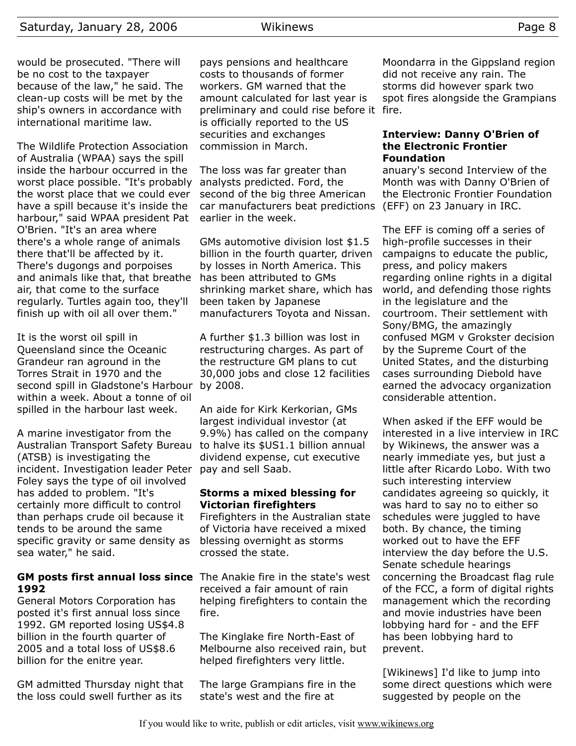would be prosecuted. "There will be no cost to the taxpayer because of the law," he said. The clean-up costs will be met by the ship's owners in accordance with international maritime law.

The Wildlife Protection Association of Australia (WPAA) says the spill inside the harbour occurred in the worst place possible. "It's probably the worst place that we could ever have a spill because it's inside the harbour," said WPAA president Pat O'Brien. "It's an area where there's a whole range of animals there that'll be affected by it. There's dugongs and porpoises and animals like that, that breathe air, that come to the surface regularly. Turtles again too, they'll finish up with oil all over them."

It is the worst oil spill in Queensland since the Oceanic Grandeur ran aground in the Torres Strait in 1970 and the second spill in Gladstone's Harbour within a week. About a tonne of oil spilled in the harbour last week.

A marine investigator from the Australian Transport Safety Bureau (ATSB) is investigating the incident. Investigation leader Peter Foley says the type of oil involved has added to problem. "It's certainly more difficult to control than perhaps crude oil because it tends to be around the same specific gravity or same density as sea water," he said.

### GM posts first annual loss since 1992

General Motors Corporation has posted it's first annual loss since 1992. GM reported losing US$4.8 billion in the fourth quarter of 2005 and a total loss of US$8.6 billion for the enitre year.

GM admitted Thursday night that the loss could swell further as its pays pensions and healthcare costs to thousands of former workers. GM warned that the amount calculated for last year is preliminary and could rise before it is officially reported to the US securities and exchanges commission in March.

The loss was far greater than analysts predicted. Ford, the second of the big three American car manufacturers beat predictions earlier in the week.

GMs automotive division lost $1.5 billion in the fourth quarter, driven by losses in North America. This has been attributed to GMs shrinking market share, which has been taken by Japanese manufacturers Toyota and Nissan.

A further $1.3 billion was lost in restructuring charges. As part of the restructure GM plans to cut 30,000 jobs and close 12 facilities by 2008.

An aide for Kirk Kerkorian, GMs largest individual investor (at 9.9%) has called on the company to halve its $US1.1 billion annual dividend expense, cut executive pay and sell Saab.

### Storms a mixed blessing for Victorian firefighters

Firefighters in the Australian state of Victoria have received a mixed blessing overnight as storms crossed the state.

The Anakie fire in the state's west received a fair amount of rain helping firefighters to contain the fire.

The Kinglake fire North-East of Melbourne also received rain, but helped firefighters very little.

The large Grampians fire in the state's west and the fire at Moondarra in the Gippsland region did not receive any rain. The storms did however spark two spot fires alongside the Grampians fire.

### Interview: Danny O'Brien of the Electronic Frontier Foundation

anuary's second Interview of the Month was with Danny O'Brien of the Electronic Frontier Foundation (EFF) on 23 January in IRC.

The EFF is coming off a series of high-profile successes in their campaigns to educate the public, press, and policy makers regarding online rights in a digital world, and defending those rights in the legislature and the courtroom. Their settlement with Sony/BMG, the amazingly confused MGM v Grokster decision by the Supreme Court of the United States, and the disturbing cases surrounding Diebold have earned the advocacy organization considerable attention.

When asked if the EFF would be interested in a live interview in IRC by Wikinews, the answer was a nearly immediate yes, but just a little after Ricardo Lobo. With two such interesting interview candidates agreeing so quickly, it was hard to say no to either so schedules were juggled to have both. By chance, the timing worked out to have the EFF interview the day before the U.S. Senate schedule hearings concerning the Broadcast flag rule of the FCC, a form of digital rights management which the recording and movie industries have been lobbying hard for - and the EFF has been lobbying hard to prevent.

[Wikinews] I'd like to jump into some direct questions which were suggested by people on the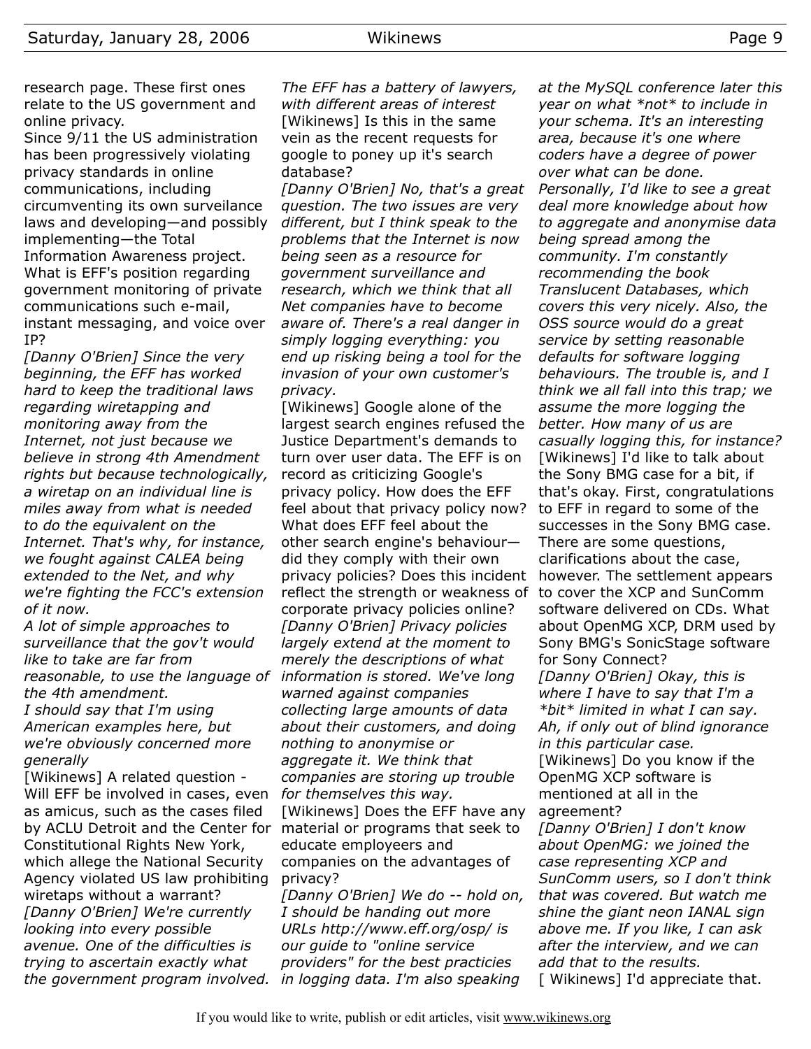research page. These first ones relate to the US government and online privacy.

Since 9/11 the US administration has been progressively violating privacy standards in online communications, including circumventing its own surveilance laws and developing—and possibly implementing—the Total Information Awareness project. What is EFF's position regarding government monitoring of private communications such e-mail, instant messaging, and voice over IP?

*[Danny O'Brien] Since the very beginning, the EFF has worked hard to keep the traditional laws regarding wiretapping and monitoring away from the Internet, not just because we believe in strong 4th Amendment rights but because technologically, a wiretap on an individual line is miles away from what is needed to do the equivalent on the Internet. That's why, for instance, we fought against CALEA being extended to the Net, and why we're fighting the FCC's extension of it now.*

*A lot of simple approaches to surveillance that the gov't would like to take are far from reasonable, to use the language of the 4th amendment.*

*I should say that I'm using American examples here, but we're obviously concerned more generally*

[Wikinews] A related question - Will EFF be involved in cases, even as amicus, such as the cases filed by ACLU Detroit and the Center for Constitutional Rights New York, which allege the National Security Agency violated US law prohibiting wiretaps without a warrant?

*[Danny O'Brien] We're currently looking into every possible avenue. One of the difficulties is trying to ascertain exactly what the government program involved. The EFF has a battery of lawyers, with different areas of interest*

[Wikinews] Is this in the same vein as the recent requests for google to poney up it's search database?

*[Danny O'Brien] No, that's a great question. The two issues are very different, but I think speak to the problems that the Internet is now being seen as a resource for government surveillance and research, which we think that all Net companies have to become aware of. There's a real danger in simply logging everything: you end up risking being a tool for the invasion of your own customer's privacy.*

[Wikinews] Google alone of the largest search engines refused the Justice Department's demands to turn over user data. The EFF is on record as criticizing Google's privacy policy. How does the EFF feel about that privacy policy now? What does EFF feel about the other search engine's behaviour—did they comply with their own privacy policies? Does this incident reflect the strength or weakness of corporate privacy policies online?

*[Danny O'Brien] Privacy policies largely extend at the moment to merely the descriptions of what information is stored. We've long warned against companies collecting large amounts of data about their customers, and doing nothing to anonymise or aggregate it. We think that companies are storing up trouble for themselves this way.*

[Wikinews] Does the EFF have any material or programs that seek to educate employeers and companies on the advantages of privacy?

*[Danny O'Brien] We do -- hold on, I should be handing out more URLs http://www.eff.org/osp/ is our guide to "online service providers" for the best practicies in logging data. I'm also speaking at the MySQL conference later this year on what *not* to include in your schema. It's an interesting area, because it's one where coders have a degree of power over what can be done. Personally, I'd like to see a great deal more knowledge about how to aggregate and anonymise data being spread among the community. I'm constantly recommending the book Translucent Databases, which covers this very nicely. Also, the OSS source would do a great service by setting reasonable defaults for software logging behaviours. The trouble is, and I think we all fall into this trap; we assume the more logging the better. How many of us are casually logging this, for instance?*

[Wikinews] I'd like to talk about the Sony BMG case for a bit, if that's okay. First, congratulations to EFF in regard to some of the successes in the Sony BMG case. There are some questions, clarifications about the case, however. The settlement appears to cover the XCP and SunComm software delivered on CDs. What about OpenMG XCP, DRM used by Sony BMG's SonicStage software for Sony Connect?

*[Danny O'Brien] Okay, this is where I have to say that I'm a *bit* limited in what I can say. Ah, if only out of blind ignorance in this particular case.*

[Wikinews] Do you know if the OpenMG XCP software is mentioned at all in the agreement?

*[Danny O'Brien] I don't know about OpenMG: we joined the case representing XCP and SunComm users, so I don't think that was covered. But watch me shine the giant neon IANAL sign above me. If you like, I can ask after the interview, and we can add that to the results.*

[ Wikinews] I'd appreciate that.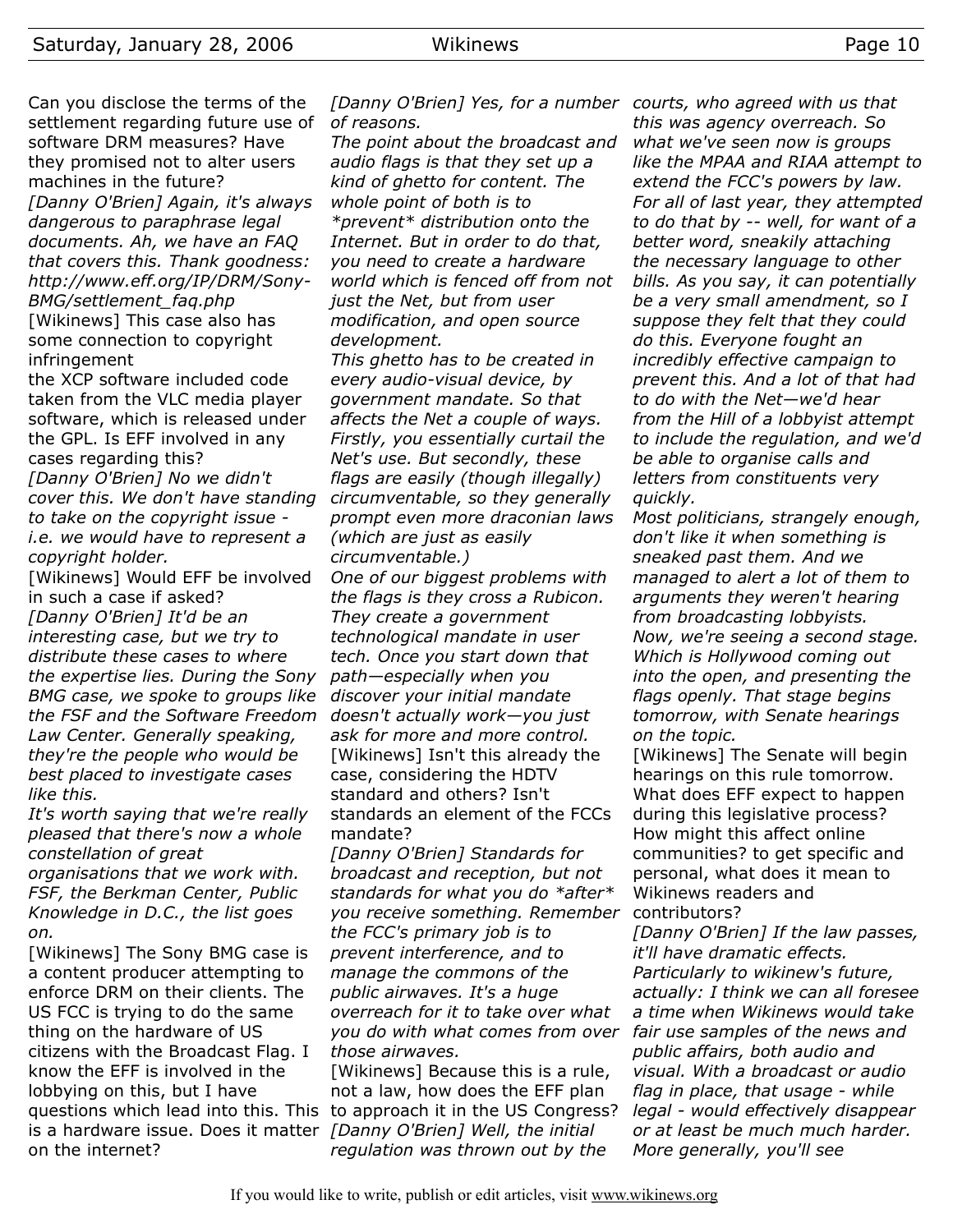Can you disclose the terms of the settlement regarding future use of software DRM measures? Have they promised not to alter users machines in the future?

*[Danny O'Brien] Again, it's always dangerous to paraphrase legal documents. Ah, we have an FAQ that covers this. Thank goodness: http://www.eff.org/IP/DRM/Sony-BMG/settlement_faq.php*

[Wikinews] This case also has some connection to copyright infringement

the XCP software included code taken from the VLC media player software, which is released under the GPL. Is EFF involved in any cases regarding this?

*[Danny O'Brien] No we didn't cover this. We don't have standing to take on the copyright issue - i.e. we would have to represent a copyright holder.*

[Wikinews] Would EFF be involved in such a case if asked?

*[Danny O'Brien] It'd be an interesting case, but we try to distribute these cases to where the expertise lies. During the Sony BMG case, we spoke to groups like the FSF and the Software Freedom Law Center. Generally speaking, they're the people who would be best placed to investigate cases like this.*

*It's worth saying that we're really pleased that there's now a whole constellation of great organisations that we work with. FSF, the Berkman Center, Public Knowledge in D.C., the list goes on.*

[Wikinews] The Sony BMG case is a content producer attempting to enforce DRM on their clients. The US FCC is trying to do the same thing on the hardware of US citizens with the Broadcast Flag. I know the EFF is involved in the lobbying on this, but I have questions which lead into this. This is a hardware issue. Does it matter on the internet?

*[Danny O'Brien] Yes, for a number of reasons.*

*The point about the broadcast and audio flags is that they set up a kind of ghetto for content. The whole point of both is to *prevent* distribution onto the Internet. But in order to do that, you need to create a hardware world which is fenced off from not just the Net, but from user modification, and open source development.*

*This ghetto has to be created in every audio-visual device, by government mandate. So that affects the Net a couple of ways. Firstly, you essentially curtail the Net's use. But secondly, these flags are easily (though illegally) circumventable, so they generally prompt even more draconian laws (which are just as easily circumventable.)*

*One of our biggest problems with the flags is they cross a Rubicon. They create a government technological mandate in user tech. Once you start down that path—especially when you discover your initial mandate doesn't actually work—you just ask for more and more control.*

[Wikinews] Isn't this already the case, considering the HDTV standard and others? Isn't standards an element of the FCCs mandate?

*[Danny O'Brien] Standards for broadcast and reception, but not standards for what you do *after* you receive something. Remember the FCC's primary job is to prevent interference, and to manage the commons of the public airwaves. It's a huge overreach for it to take over what you do with what comes from over those airwaves.*

[Wikinews] Because this is a rule, not a law, how does the EFF plan to approach it in the US Congress?

*[Danny O'Brien] Well, the initial regulation was thrown out by the courts, who agreed with us that this was agency overreach. So what we've seen now is groups like the MPAA and RIAA attempt to extend the FCC's powers by law. For all of last year, they attempted to do that by -- well, for want of a better word, sneakily attaching the necessary language to other bills. As you say, it can potentially be a very small amendment, so I suppose they felt that they could do this. Everyone fought an incredibly effective campaign to prevent this. And a lot of that had to do with the Net—we'd hear from the Hill of a lobbyist attempt to include the regulation, and we'd be able to organise calls and letters from constituents very quickly.*

*Most politicians, strangely enough, don't like it when something is sneaked past them. And we managed to alert a lot of them to arguments they weren't hearing from broadcasting lobbyists.*

*Now, we're seeing a second stage. Which is Hollywood coming out into the open, and presenting the flags openly. That stage begins tomorrow, with Senate hearings on the topic.*

[Wikinews] The Senate will begin hearings on this rule tomorrow. What does EFF expect to happen during this legislative process? How might this affect online communities? to get specific and personal, what does it mean to Wikinews readers and contributors?

*[Danny O'Brien] If the law passes, it'll have dramatic effects. Particularly to wikinew's future, actually: I think we can all foresee a time when Wikinews would take fair use samples of the news and public affairs, both audio and visual. With a broadcast or audio flag in place, that usage - while legal - would effectively disappear or at least be much much harder. More generally, you'll see*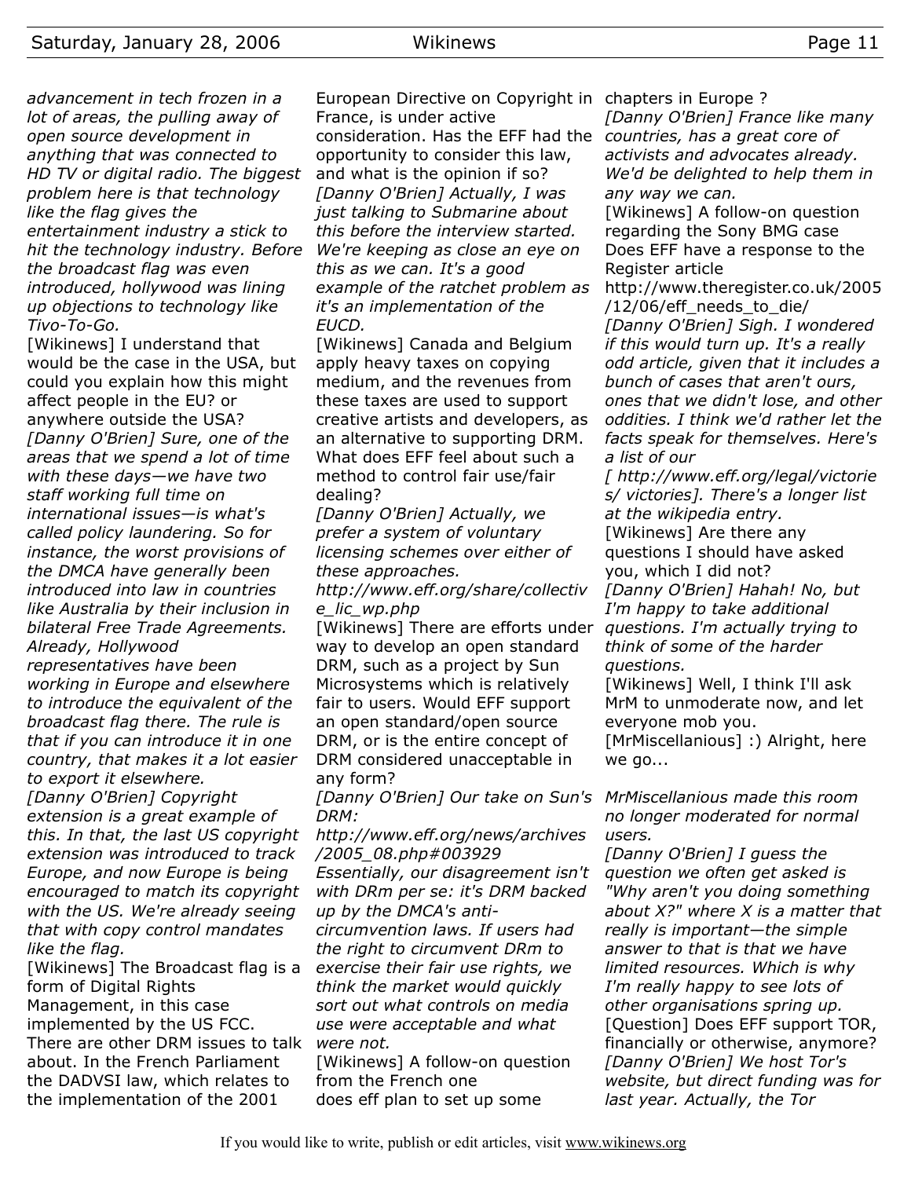*advancement in tech frozen in a lot of areas, the pulling away of open source development in anything that was connected to HD TV or digital radio. The biggest problem here is that technology like the flag gives the entertainment industry a stick to hit the technology industry. Before the broadcast flag was even introduced, hollywood was lining up objections to technology like Tivo-To-Go.*

[Wikinews] I understand that would be the case in the USA, but could you explain how this might affect people in the EU? or anywhere outside the USA?

*[Danny O'Brien] Sure, one of the areas that we spend a lot of time with these days—we have two staff working full time on international issues—is what's called policy laundering. So for instance, the worst provisions of the DMCA have generally been introduced into law in countries like Australia by their inclusion in bilateral Free Trade Agreements. Already, Hollywood representatives have been working in Europe and elsewhere to introduce the equivalent of the broadcast flag there. The rule is that if you can introduce it in one country, that makes it a lot easier to export it elsewhere.*

*[Danny O'Brien] Copyright extension is a great example of this. In that, the last US copyright extension was introduced to track Europe, and now Europe is being encouraged to match its copyright with the US. We're already seeing that with copy control mandates like the flag.*

[Wikinews] The Broadcast flag is a form of Digital Rights Management, in this case implemented by the US FCC. There are other DRM issues to talk about. In the French Parliament the DADVSI law, which relates to the implementation of the 2001 European Directive on Copyright in France, is under active consideration. Has the EFF had the opportunity to consider this law, and what is the opinion if so?

*[Danny O'Brien] Actually, I was just talking to Submarine about this before the interview started. We're keeping as close an eye on this as we can. It's a good example of the ratchet problem as it's an implementation of the EUCD.*

[Wikinews] Canada and Belgium apply heavy taxes on copying medium, and the revenues from these taxes are used to support creative artists and developers, as an alternative to supporting DRM. What does EFF feel about such a method to control fair use/fair dealing?

*[Danny O'Brien] Actually, we prefer a system of voluntary licensing schemes over either of these approaches.*
*http://www.eff.org/share/collective_lic_wp.php*

[Wikinews] There are efforts under way to develop an open standard DRM, such as a project by Sun Microsystems which is relatively fair to users. Would EFF support an open standard/open source DRM, or is the entire concept of DRM considered unacceptable in any form?

*[Danny O'Brien] Our take on Sun's DRM:*
*http://www.eff.org/news/archives/2005_08.php#003929*
*Essentially, our disagreement isn't with DRm per se: it's DRM backed up by the DMCA's anti-circumvention laws. If users had the right to circumvent DRm to exercise their fair use rights, we think the market would quickly sort out what controls on media use were acceptable and what were not.*

[Wikinews] A follow-on question from the French one
does eff plan to set up some chapters in Europe ?

*[Danny O'Brien] France like many countries, has a great core of activists and advocates already. We'd be delighted to help them in any way we can.*

[Wikinews] A follow-on question regarding the Sony BMG case
Does EFF have a response to the Register article
http://www.theregister.co.uk/2005/12/06/eff_needs_to_die/

*[Danny O'Brien] Sigh. I wondered if this would turn up. It's a really odd article, given that it includes a bunch of cases that aren't ours, ones that we didn't lose, and other oddities. I think we'd rather let the facts speak for themselves. Here's a list of our [ http://www.eff.org/legal/victories/ victories]. There's a longer list at the wikipedia entry.*

[Wikinews] Are there any questions I should have asked you, which I did not?

*[Danny O'Brien] Hahah! No, but I'm happy to take additional questions. I'm actually trying to think of some of the harder questions.*

[Wikinews] Well, I think I'll ask MrM to unmoderate now, and let everyone mob you.

[MrMiscellanious] :) Alright, here we go...

*MrMiscellanious made this room no longer moderated for normal users.*

*[Danny O'Brien] I guess the question we often get asked is "Why aren't you doing something about X?" where X is a matter that really is important—the simple answer to that is that we have limited resources. Which is why I'm really happy to see lots of other organisations spring up.*

[Question] Does EFF support TOR, financially or otherwise, anymore?

*[Danny O'Brien] We host Tor's website, but direct funding was for last year. Actually, the Tor*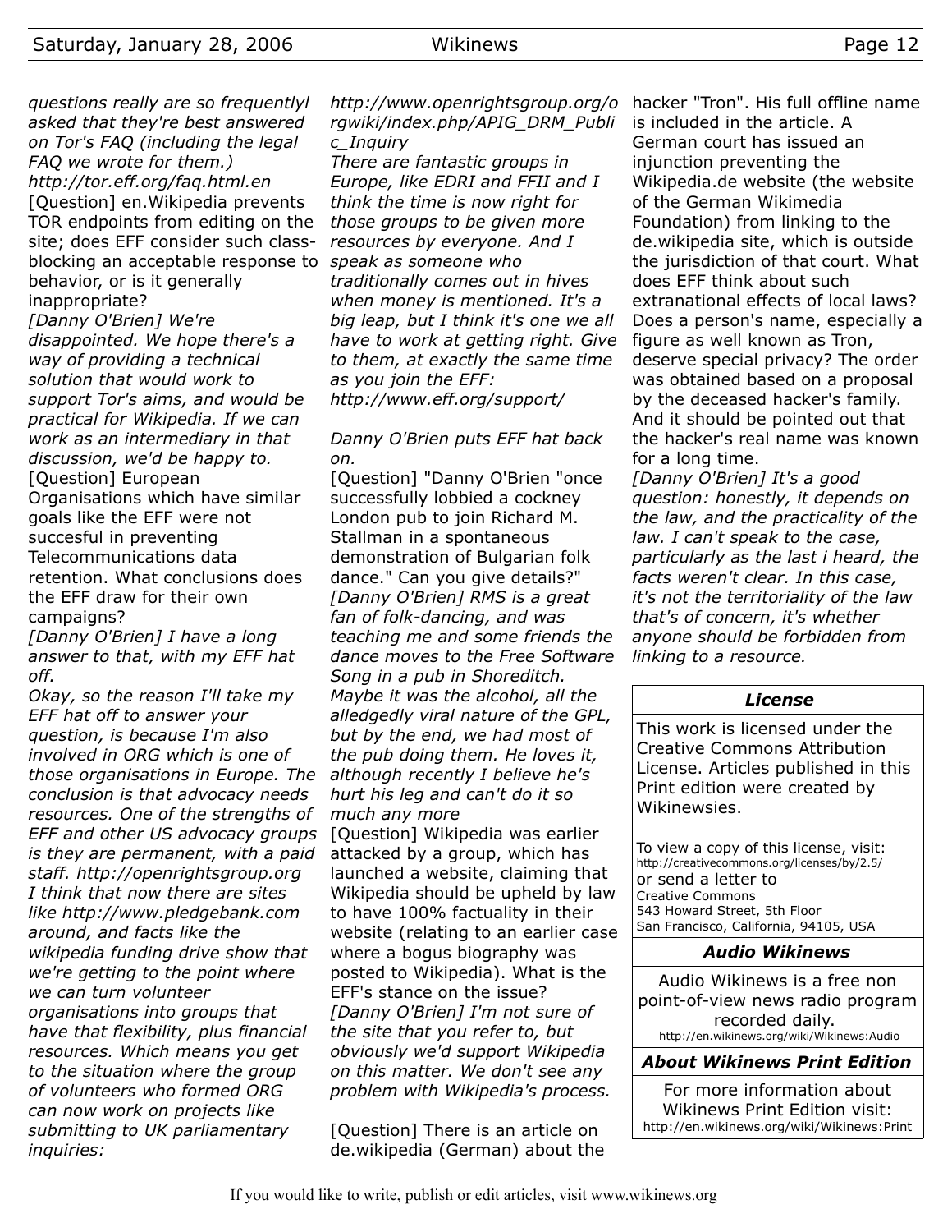*questions really are so frequentlyl asked that they're best answered on Tor's FAQ (including the legal FAQ we wrote for them.) http://tor.eff.org/faq.html.en*

[Question] en.Wikipedia prevents TOR endpoints from editing on the site; does EFF consider such class-blocking an acceptable response to behavior, or is it generally inappropriate?

*[Danny O'Brien] We're disappointed. We hope there's a way of providing a technical solution that would work to support Tor's aims, and would be practical for Wikipedia. If we can work as an intermediary in that discussion, we'd be happy to.*

[Question] European Organisations which have similar goals like the EFF were not succesful in preventing Telecommunications data retention. What conclusions does the EFF draw for their own campaigns?

*[Danny O'Brien] I have a long answer to that, with my EFF hat off.*

*Okay, so the reason I'll take my EFF hat off to answer your question, is because I'm also involved in ORG which is one of those organisations in Europe. The conclusion is that advocacy needs resources. One of the strengths of EFF and other US advocacy groups is they are permanent, with a paid staff. http://openrightsgroup.org I think that now there are sites like http://www.pledgebank.com around, and facts like the wikipedia funding drive show that we're getting to the point where we can turn volunteer organisations into groups that have that flexibility, plus financial resources. Which means you get to the situation where the group of volunteers who formed ORG can now work on projects like submitting to UK parliamentary inquiries: http://www.openrightsgroup.org/orgwiki/index.php/APIG_DRM_Public_Inquiry*

*There are fantastic groups in Europe, like EDRI and FFII and I think the time is now right for those groups to be given more resources by everyone. And I speak as someone who traditionally comes out in hives when money is mentioned. It's a big leap, but I think it's one we all have to work at getting right. Give to them, at exactly the same time as you join the EFF: http://www.eff.org/support/*

*Danny O'Brien puts EFF hat back on.*

[Question] "Danny O'Brien "once successfully lobbied a cockney London pub to join Richard M. Stallman in a spontaneous demonstration of Bulgarian folk dance." Can you give details?"

*[Danny O'Brien] RMS is a great fan of folk-dancing, and was teaching me and some friends the dance moves to the Free Software Song in a pub in Shoreditch. Maybe it was the alcohol, all the alledgedly viral nature of the GPL, but by the end, we had most of the pub doing them. He loves it, although recently I believe he's hurt his leg and can't do it so much any more*

[Question] Wikipedia was earlier attacked by a group, which has launched a website, claiming that Wikipedia should be upheld by law to have 100% factuality in their website (relating to an earlier case where a bogus biography was posted to Wikipedia). What is the EFF's stance on the issue?

*[Danny O'Brien] I'm not sure of the site that you refer to, but obviously we'd support Wikipedia on this matter. We don't see any problem with Wikipedia's process.*

[Question] There is an article on de.wikipedia (German) about the hacker "Tron". His full offline name is included in the article. A German court has issued an injunction preventing the Wikipedia.de website (the website of the German Wikimedia Foundation) from linking to the de.wikipedia site, which is outside the jurisdiction of that court. What does EFF think about such extranational effects of local laws? Does a person's name, especially a figure as well known as Tron, deserve special privacy? The order was obtained based on a proposal by the deceased hacker's family. And it should be pointed out that the hacker's real name was known for a long time.

*[Danny O'Brien] It's a good question: honestly, it depends on the law, and the practicality of the law. I can't speak to the case, particularly as the last i heard, the facts weren't clear. In this case, it's not the territoriality of the law that's of concern, it's whether anyone should be forbidden from linking to a resource.*

### *License*

This work is licensed under the Creative Commons Attribution License. Articles published in this Print edition were created by Wikinewsies.

To view a copy of this license, visit:
http://creativecommons.org/licenses/by/2.5/
or send a letter to
Creative Commons
543 Howard Street, 5th Floor
San Francisco, California, 94105, USA

### *Audio Wikinews*

Audio Wikinews is a free non point-of-view news radio program recorded daily.
http://en.wikinews.org/wiki/Wikinews:Audio

### *About Wikinews Print Edition*

For more information about Wikinews Print Edition visit:
http://en.wikinews.org/wiki/Wikinews:Print

If you would like to write, publish or edit articles, visit www.wikinews.org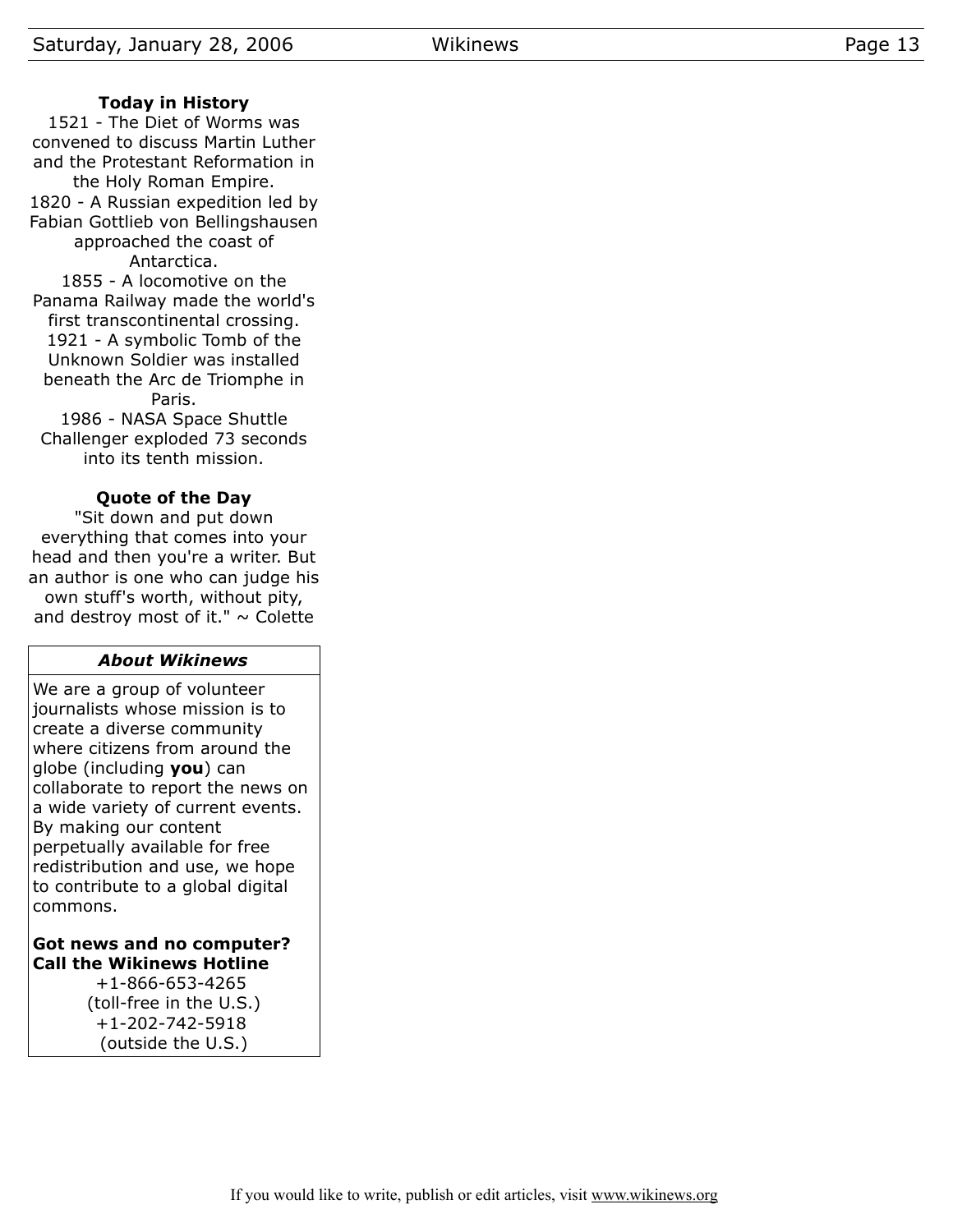**Today in History**

1521 - The Diet of Worms was convened to discuss Martin Luther and the Protestant Reformation in the Holy Roman Empire.
1820 - A Russian expedition led by Fabian Gottlieb von Bellingshausen approached the coast of Antarctica.
1855 - A locomotive on the Panama Railway made the world's first transcontinental crossing.
1921 - A symbolic Tomb of the Unknown Soldier was installed beneath the Arc de Triomphe in Paris.
1986 - NASA Space Shuttle Challenger exploded 73 seconds into its tenth mission.

**Quote of the Day**

"Sit down and put down everything that comes into your head and then you're a writer. But an author is one who can judge his own stuff's worth, without pity, and destroy most of it." ~ Colette

***About Wikinews***

We are a group of volunteer journalists whose mission is to create a diverse community where citizens from around the globe (including **you**) can collaborate to report the news on a wide variety of current events. By making our content perpetually available for free redistribution and use, we hope to contribute to a global digital commons.

**Got news and no computer? Call the Wikinews Hotline**

+1-866-653-4265
(toll-free in the U.S.)
+1-202-742-5918
(outside the U.S.)

If you would like to write, publish or edit articles, visit www.wikinews.org